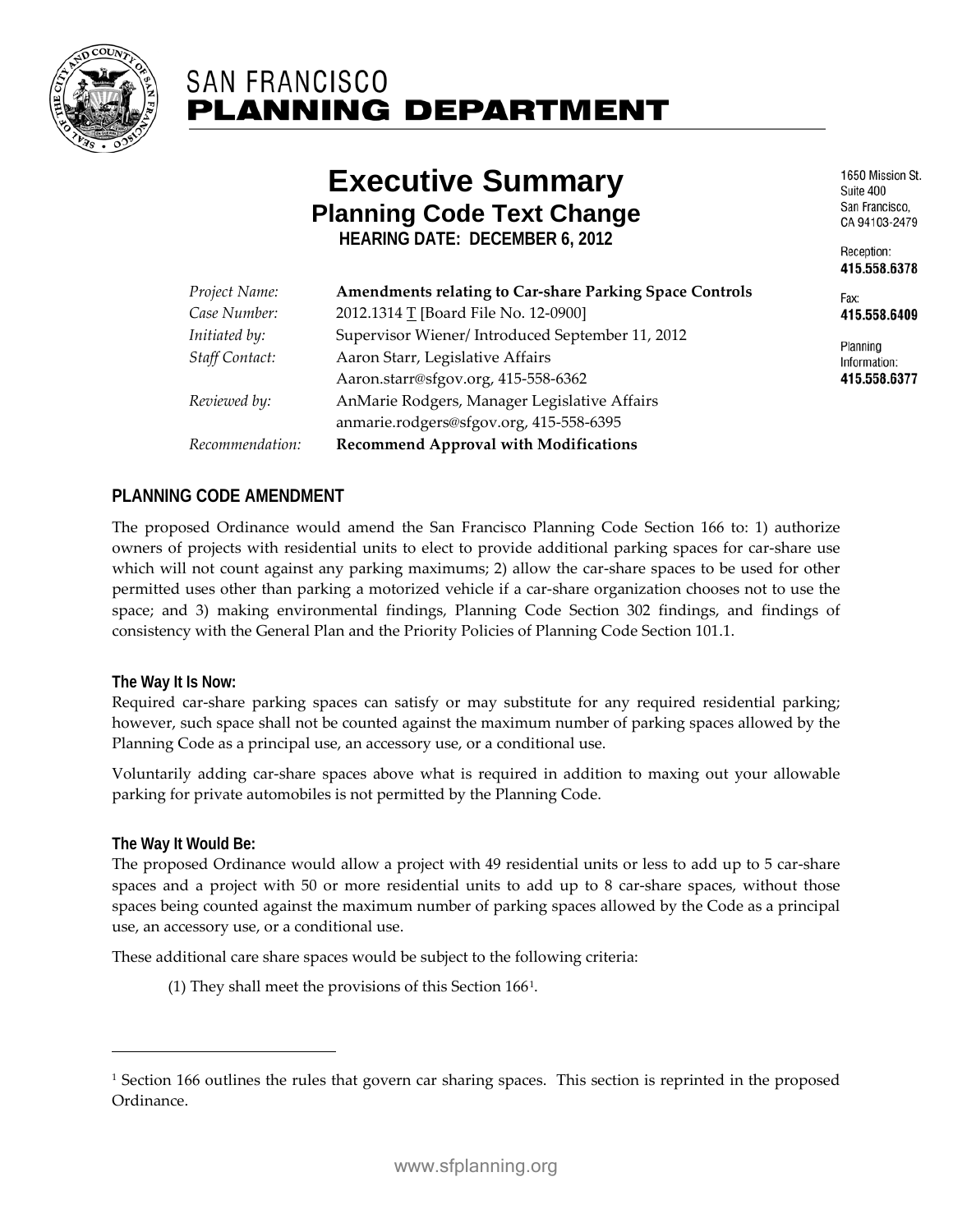SAN FRANCISCO
**PLANNING DEPARTMENT**

# Executive Summary
## Planning Code Text Change
**HEARING DATE: DECEMBER 6, 2012**

1650 Mission St.
Suite 400
San Francisco,
CA 94103-2479

Reception:
**415.558.6378**

Fax:
**415.558.6409**

Planning
Information:
**415.558.6377**

| | |
|---|---|
| *Project Name:* | **Amendments relating to Car-share Parking Space Controls** |
| *Case Number:* | 2012.1314 T [Board File No. 12-0900] |
| *Initiated by:* | Supervisor Wiener/ Introduced September 11, 2012 |
| *Staff Contact:* | Aaron Starr, Legislative Affairs<br>Aaron.starr@sfgov.org, 415-558-6362 |
| *Reviewed by:* | AnMarie Rodgers, Manager Legislative Affairs<br>anmarie.rodgers@sfgov.org, 415-558-6395 |
| *Recommendation:* | **Recommend Approval with Modifications** |

## PLANNING CODE AMENDMENT

The proposed Ordinance would amend the San Francisco Planning Code Section 166 to: 1) authorize owners of projects with residential units to elect to provide additional parking spaces for car-share use which will not count against any parking maximums; 2) allow the car-share spaces to be used for other permitted uses other than parking a motorized vehicle if a car-share organization chooses not to use the space; and 3) making environmental findings, Planning Code Section 302 findings, and findings of consistency with the General Plan and the Priority Policies of Planning Code Section 101.1.

### The Way It Is Now:

Required car-share parking spaces can satisfy or may substitute for any required residential parking; however, such space shall not be counted against the maximum number of parking spaces allowed by the Planning Code as a principal use, an accessory use, or a conditional use.

Voluntarily adding car-share spaces above what is required in addition to maxing out your allowable parking for private automobiles is not permitted by the Planning Code.

### The Way It Would Be:

The proposed Ordinance would allow a project with 49 residential units or less to add up to 5 car-share spaces and a project with 50 or more residential units to add up to 8 car-share spaces, without those spaces being counted against the maximum number of parking spaces allowed by the Code as a principal use, an accessory use, or a conditional use.

These additional care share spaces would be subject to the following criteria:

(1) They shall meet the provisions of this Section 166[1].

[1] Section 166 outlines the rules that govern car sharing spaces. This section is reprinted in the proposed Ordinance.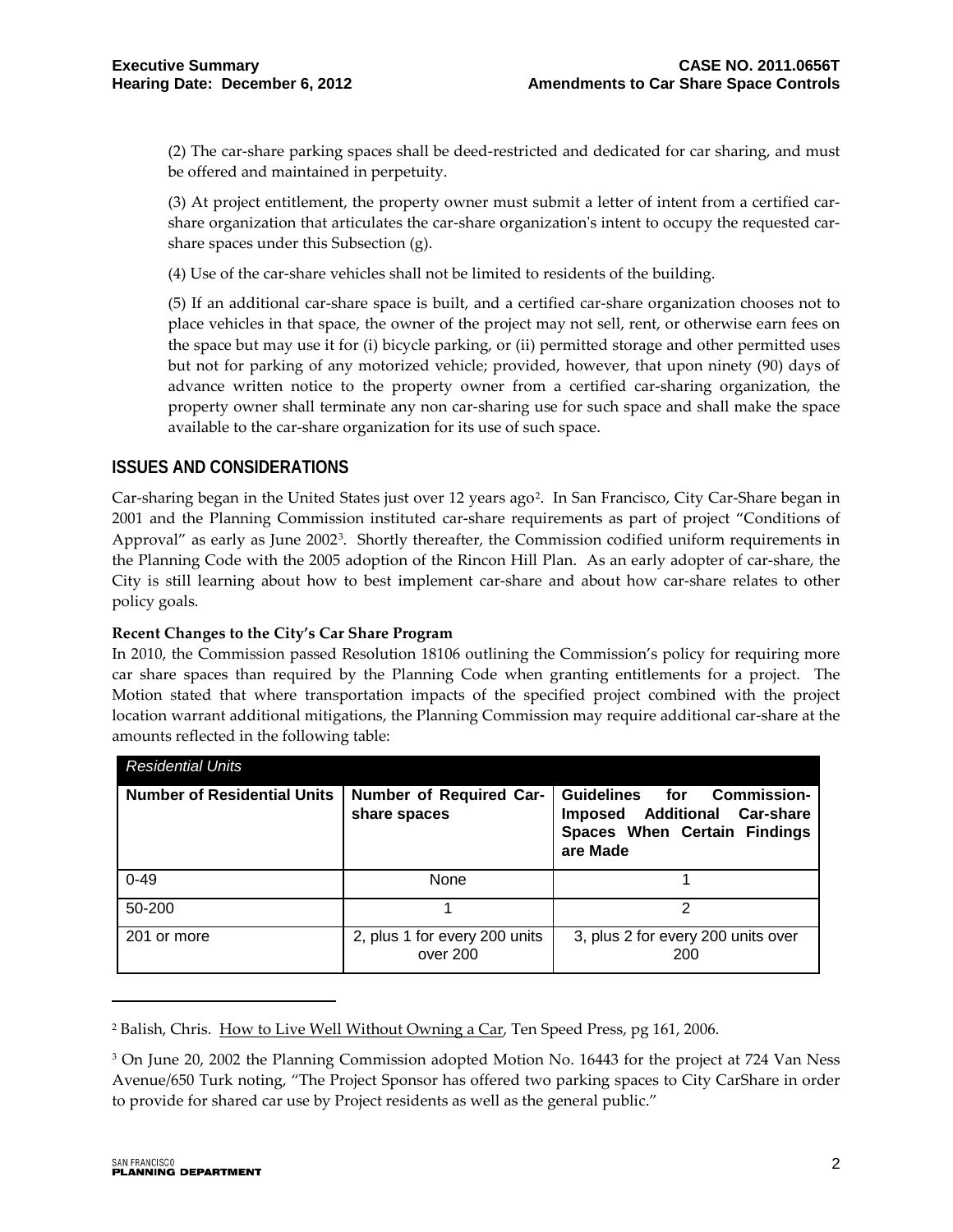(2) The car-share parking spaces shall be deed-restricted and dedicated for car sharing, and must be offered and maintained in perpetuity.

(3) At project entitlement, the property owner must submit a letter of intent from a certified car-share organization that articulates the car-share organization's intent to occupy the requested car-share spaces under this Subsection (g).

(4) Use of the car-share vehicles shall not be limited to residents of the building.

(5) If an additional car-share space is built, and a certified car-share organization chooses not to place vehicles in that space, the owner of the project may not sell, rent, or otherwise earn fees on the space but may use it for (i) bicycle parking, or (ii) permitted storage and other permitted uses but not for parking of any motorized vehicle; provided, however, that upon ninety (90) days of advance written notice to the property owner from a certified car-sharing organization, the property owner shall terminate any non car-sharing use for such space and shall make the space available to the car-share organization for its use of such space.

## ISSUES AND CONSIDERATIONS

Car-sharing began in the United States just over 12 years ago[2]. In San Francisco, City Car-Share began in 2001 and the Planning Commission instituted car-share requirements as part of project "Conditions of Approval" as early as June 2002[3]. Shortly thereafter, the Commission codified uniform requirements in the Planning Code with the 2005 adoption of the Rincon Hill Plan. As an early adopter of car-share, the City is still learning about how to best implement car-share and about how car-share relates to other policy goals.

**Recent Changes to the City's Car Share Program**

In 2010, the Commission passed Resolution 18106 outlining the Commission's policy for requiring more car share spaces than required by the Planning Code when granting entitlements for a project. The Motion stated that where transportation impacts of the specified project combined with the project location warrant additional mitigations, the Planning Commission may require additional car-share at the amounts reflected in the following table:

| *Residential Units* | | |
|---|---|---|
| **Number of Residential Units** | **Number of Required Car-share spaces** | **Guidelines for Commission-Imposed Additional Car-share Spaces When Certain Findings are Made** |
| 0-49 | None | 1 |
| 50-200 | 1 | 2 |
| 201 or more | 2, plus 1 for every 200 units over 200 | 3, plus 2 for every 200 units over 200 |

[2] Balish, Chris. How to Live Well Without Owning a Car, Ten Speed Press, pg 161, 2006.

[3] On June 20, 2002 the Planning Commission adopted Motion No. 16443 for the project at 724 Van Ness Avenue/650 Turk noting, "The Project Sponsor has offered two parking spaces to City CarShare in order to provide for shared car use by Project residents as well as the general public."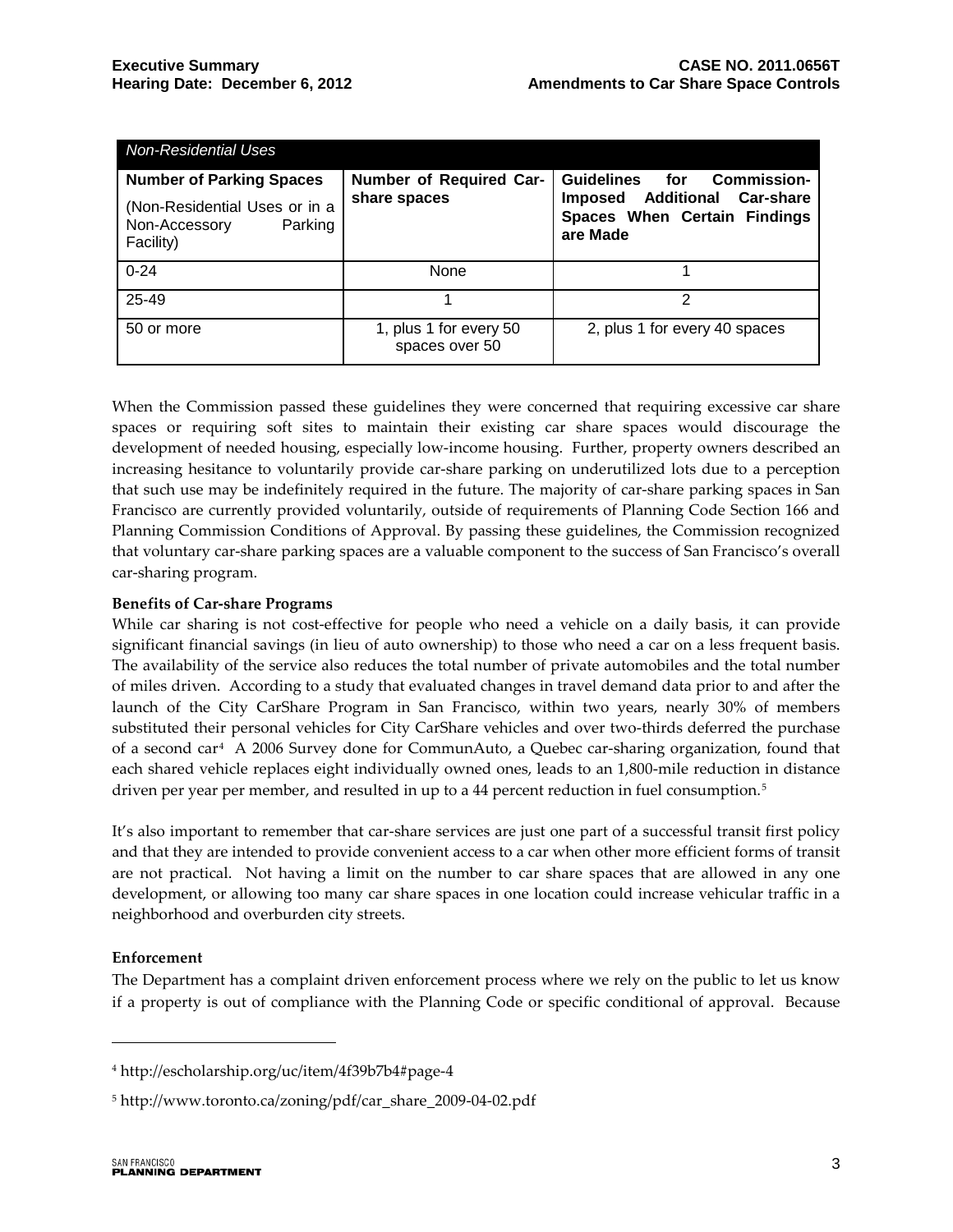| *Non-Residential Uses* | | |
|---|---|---|
| **Number of Parking Spaces** (Non-Residential Uses or in a Non-Accessory Parking Facility) | **Number of Required Car-share spaces** | **Guidelines for Commission-Imposed Additional Car-share Spaces When Certain Findings are Made** |
| 0-24 | None | 1 |
| 25-49 | 1 | 2 |
| 50 or more | 1, plus 1 for every 50 spaces over 50 | 2, plus 1 for every 40 spaces |

When the Commission passed these guidelines they were concerned that requiring excessive car share spaces or requiring soft sites to maintain their existing car share spaces would discourage the development of needed housing, especially low-income housing. Further, property owners described an increasing hesitance to voluntarily provide car-share parking on underutilized lots due to a perception that such use may be indefinitely required in the future. The majority of car-share parking spaces in San Francisco are currently provided voluntarily, outside of requirements of Planning Code Section 166 and Planning Commission Conditions of Approval. By passing these guidelines, the Commission recognized that voluntary car-share parking spaces are a valuable component to the success of San Francisco's overall car-sharing program.

**Benefits of Car-share Programs**

While car sharing is not cost-effective for people who need a vehicle on a daily basis, it can provide significant financial savings (in lieu of auto ownership) to those who need a car on a less frequent basis. The availability of the service also reduces the total number of private automobiles and the total number of miles driven. According to a study that evaluated changes in travel demand data prior to and after the launch of the City CarShare Program in San Francisco, within two years, nearly 30% of members substituted their personal vehicles for City CarShare vehicles and over two-thirds deferred the purchase of a second car[4] A 2006 Survey done for CommunAuto, a Quebec car-sharing organization, found that each shared vehicle replaces eight individually owned ones, leads to an 1,800-mile reduction in distance driven per year per member, and resulted in up to a 44 percent reduction in fuel consumption.[5]

It's also important to remember that car-share services are just one part of a successful transit first policy and that they are intended to provide convenient access to a car when other more efficient forms of transit are not practical. Not having a limit on the number to car share spaces that are allowed in any one development, or allowing too many car share spaces in one location could increase vehicular traffic in a neighborhood and overburden city streets.

**Enforcement**

The Department has a complaint driven enforcement process where we rely on the public to let us know if a property is out of compliance with the Planning Code or specific conditional of approval. Because

[4] http://escholarship.org/uc/item/4f39b7b4#page-4

[5] http://www.toronto.ca/zoning/pdf/car_share_2009-04-02.pdf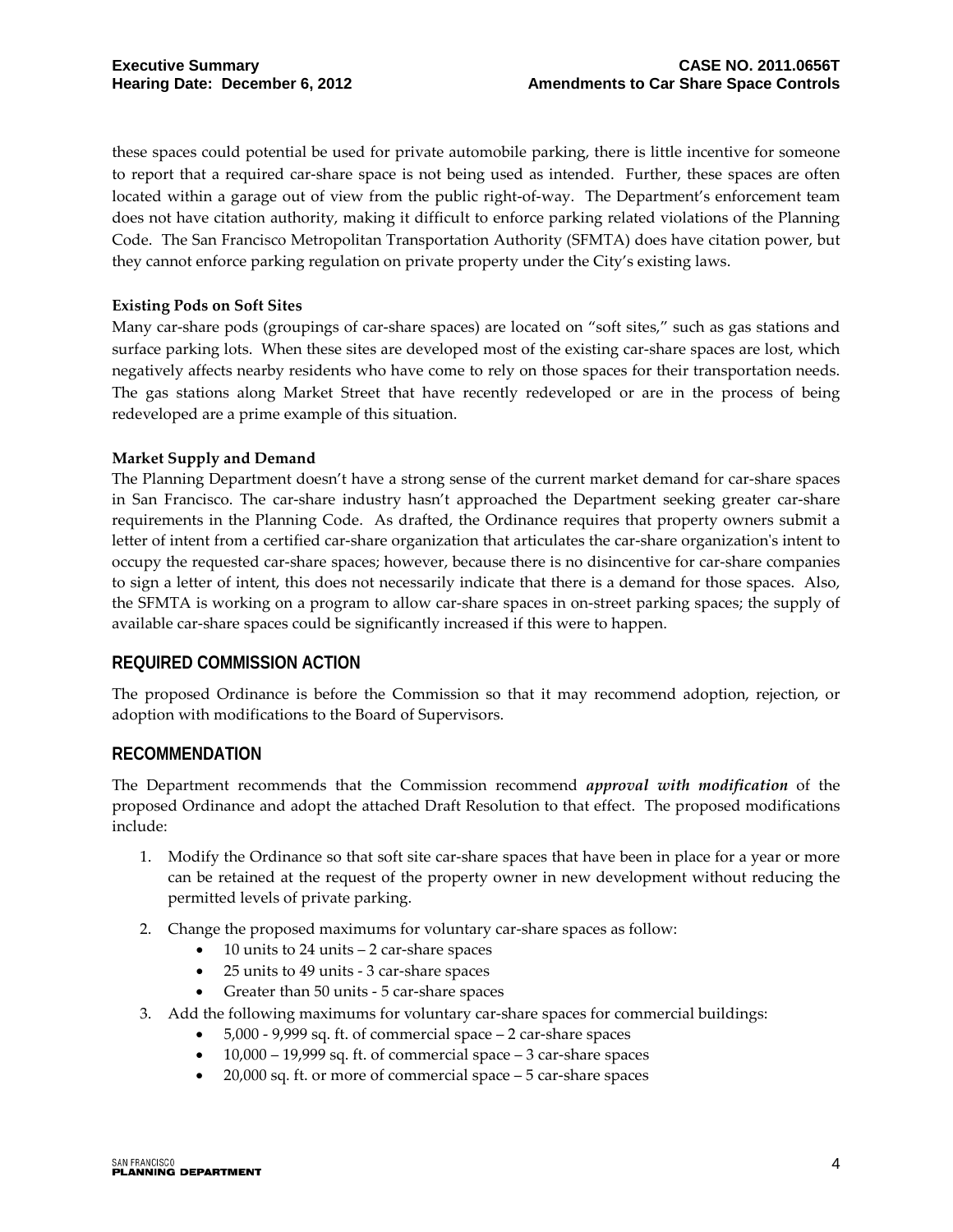these spaces could potential be used for private automobile parking, there is little incentive for someone to report that a required car-share space is not being used as intended. Further, these spaces are often located within a garage out of view from the public right-of-way. The Department's enforcement team does not have citation authority, making it difficult to enforce parking related violations of the Planning Code. The San Francisco Metropolitan Transportation Authority (SFMTA) does have citation power, but they cannot enforce parking regulation on private property under the City's existing laws.

**Existing Pods on Soft Sites**

Many car-share pods (groupings of car-share spaces) are located on "soft sites," such as gas stations and surface parking lots. When these sites are developed most of the existing car-share spaces are lost, which negatively affects nearby residents who have come to rely on those spaces for their transportation needs. The gas stations along Market Street that have recently redeveloped or are in the process of being redeveloped are a prime example of this situation.

**Market Supply and Demand**

The Planning Department doesn't have a strong sense of the current market demand for car-share spaces in San Francisco. The car-share industry hasn't approached the Department seeking greater car-share requirements in the Planning Code. As drafted, the Ordinance requires that property owners submit a letter of intent from a certified car-share organization that articulates the car-share organization's intent to occupy the requested car-share spaces; however, because there is no disincentive for car-share companies to sign a letter of intent, this does not necessarily indicate that there is a demand for those spaces. Also, the SFMTA is working on a program to allow car-share spaces in on-street parking spaces; the supply of available car-share spaces could be significantly increased if this were to happen.

## REQUIRED COMMISSION ACTION

The proposed Ordinance is before the Commission so that it may recommend adoption, rejection, or adoption with modifications to the Board of Supervisors.

## RECOMMENDATION

The Department recommends that the Commission recommend ***approval with modification*** of the proposed Ordinance and adopt the attached Draft Resolution to that effect. The proposed modifications include:

1. Modify the Ordinance so that soft site car-share spaces that have been in place for a year or more can be retained at the request of the property owner in new development without reducing the permitted levels of private parking.
2. Change the proposed maximums for voluntary car-share spaces as follow:
   - 10 units to 24 units – 2 car-share spaces
   - 25 units to 49 units - 3 car-share spaces
   - Greater than 50 units - 5 car-share spaces
3. Add the following maximums for voluntary car-share spaces for commercial buildings:
   - 5,000 - 9,999 sq. ft. of commercial space – 2 car-share spaces
   - 10,000 – 19,999 sq. ft. of commercial space – 3 car-share spaces
   - 20,000 sq. ft. or more of commercial space – 5 car-share spaces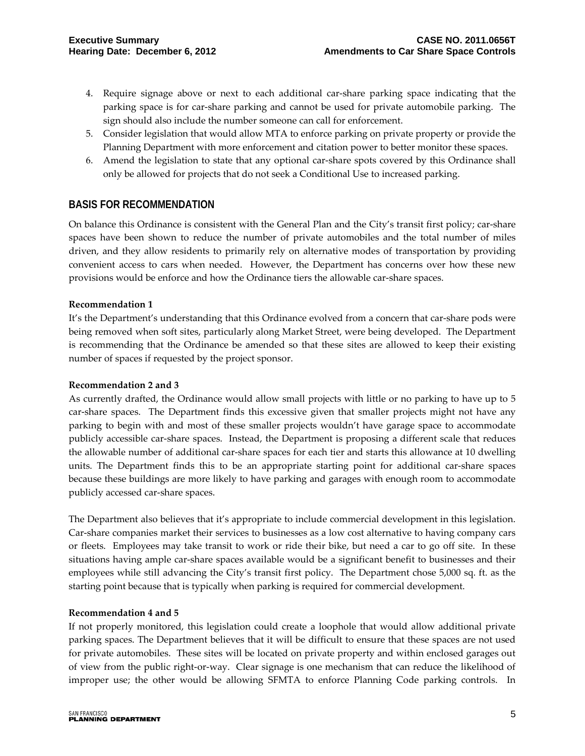4. Require signage above or next to each additional car-share parking space indicating that the parking space is for car-share parking and cannot be used for private automobile parking. The sign should also include the number someone can call for enforcement.
5. Consider legislation that would allow MTA to enforce parking on private property or provide the Planning Department with more enforcement and citation power to better monitor these spaces.
6. Amend the legislation to state that any optional car-share spots covered by this Ordinance shall only be allowed for projects that do not seek a Conditional Use to increased parking.

## BASIS FOR RECOMMENDATION

On balance this Ordinance is consistent with the General Plan and the City's transit first policy; car-share spaces have been shown to reduce the number of private automobiles and the total number of miles driven, and they allow residents to primarily rely on alternative modes of transportation by providing convenient access to cars when needed. However, the Department has concerns over how these new provisions would be enforce and how the Ordinance tiers the allowable car-share spaces.

**Recommendation 1**

It's the Department's understanding that this Ordinance evolved from a concern that car-share pods were being removed when soft sites, particularly along Market Street, were being developed. The Department is recommending that the Ordinance be amended so that these sites are allowed to keep their existing number of spaces if requested by the project sponsor.

**Recommendation 2 and 3**

As currently drafted, the Ordinance would allow small projects with little or no parking to have up to 5 car-share spaces. The Department finds this excessive given that smaller projects might not have any parking to begin with and most of these smaller projects wouldn't have garage space to accommodate publicly accessible car-share spaces. Instead, the Department is proposing a different scale that reduces the allowable number of additional car-share spaces for each tier and starts this allowance at 10 dwelling units. The Department finds this to be an appropriate starting point for additional car-share spaces because these buildings are more likely to have parking and garages with enough room to accommodate publicly accessed car-share spaces.

The Department also believes that it's appropriate to include commercial development in this legislation. Car-share companies market their services to businesses as a low cost alternative to having company cars or fleets. Employees may take transit to work or ride their bike, but need a car to go off site. In these situations having ample car-share spaces available would be a significant benefit to businesses and their employees while still advancing the City's transit first policy. The Department chose 5,000 sq. ft. as the starting point because that is typically when parking is required for commercial development.

**Recommendation 4 and 5**

If not properly monitored, this legislation could create a loophole that would allow additional private parking spaces. The Department believes that it will be difficult to ensure that these spaces are not used for private automobiles. These sites will be located on private property and within enclosed garages out of view from the public right-or-way. Clear signage is one mechanism that can reduce the likelihood of improper use; the other would be allowing SFMTA to enforce Planning Code parking controls. In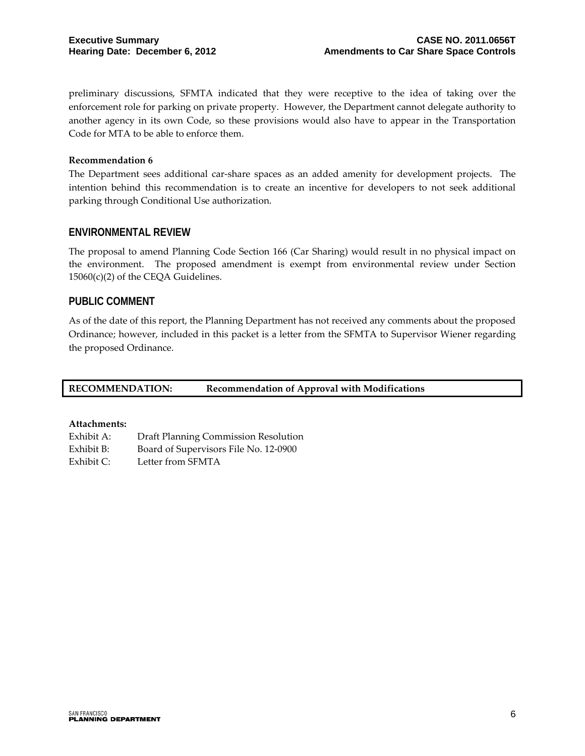preliminary discussions, SFMTA indicated that they were receptive to the idea of taking over the enforcement role for parking on private property. However, the Department cannot delegate authority to another agency in its own Code, so these provisions would also have to appear in the Transportation Code for MTA to be able to enforce them.

**Recommendation 6**

The Department sees additional car-share spaces as an added amenity for development projects. The intention behind this recommendation is to create an incentive for developers to not seek additional parking through Conditional Use authorization.

## ENVIRONMENTAL REVIEW

The proposal to amend Planning Code Section 166 (Car Sharing) would result in no physical impact on the environment. The proposed amendment is exempt from environmental review under Section 15060(c)(2) of the CEQA Guidelines.

## PUBLIC COMMENT

As of the date of this report, the Planning Department has not received any comments about the proposed Ordinance; however, included in this packet is a letter from the SFMTA to Supervisor Wiener regarding the proposed Ordinance.

| **RECOMMENDATION:** | **Recommendation of Approval with Modifications** |
|---|---|

**Attachments:**

Exhibit A: Draft Planning Commission Resolution
Exhibit B: Board of Supervisors File No. 12-0900
Exhibit C: Letter from SFMTA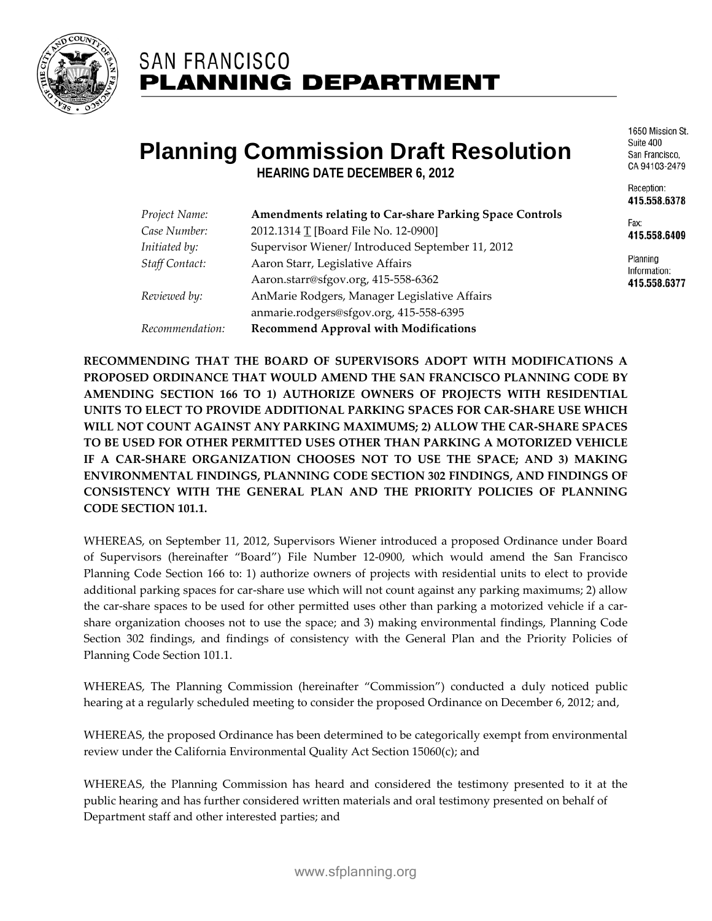SAN FRANCISCO
**PLANNING DEPARTMENT**

1650 Mission St.
Suite 400
San Francisco,
CA 94103-2479

Reception:
**415.558.6378**

Fax:
**415.558.6409**

Planning
Information:
**415.558.6377**

# Planning Commission Draft Resolution

**HEARING DATE DECEMBER 6, 2012**

| | |
|---|---|
| *Project Name:* | **Amendments relating to Car-share Parking Space Controls** |
| *Case Number:* | 2012.1314 T [Board File No. 12-0900] |
| *Initiated by:* | Supervisor Wiener/ Introduced September 11, 2012 |
| *Staff Contact:* | Aaron Starr, Legislative Affairs<br>Aaron.starr@sfgov.org, 415-558-6362 |
| *Reviewed by:* | AnMarie Rodgers, Manager Legislative Affairs<br>anmarie.rodgers@sfgov.org, 415-558-6395 |
| *Recommendation:* | **Recommend Approval with Modifications** |

**RECOMMENDING THAT THE BOARD OF SUPERVISORS ADOPT WITH MODIFICATIONS A PROPOSED ORDINANCE THAT WOULD AMEND THE SAN FRANCISCO PLANNING CODE BY AMENDING SECTION 166 TO 1) AUTHORIZE OWNERS OF PROJECTS WITH RESIDENTIAL UNITS TO ELECT TO PROVIDE ADDITIONAL PARKING SPACES FOR CAR-SHARE USE WHICH WILL NOT COUNT AGAINST ANY PARKING MAXIMUMS; 2) ALLOW THE CAR-SHARE SPACES TO BE USED FOR OTHER PERMITTED USES OTHER THAN PARKING A MOTORIZED VEHICLE IF A CAR-SHARE ORGANIZATION CHOOSES NOT TO USE THE SPACE; AND 3) MAKING ENVIRONMENTAL FINDINGS, PLANNING CODE SECTION 302 FINDINGS, AND FINDINGS OF CONSISTENCY WITH THE GENERAL PLAN AND THE PRIORITY POLICIES OF PLANNING CODE SECTION 101.1.**

WHEREAS, on September 11, 2012, Supervisors Wiener introduced a proposed Ordinance under Board of Supervisors (hereinafter "Board") File Number 12-0900, which would amend the San Francisco Planning Code Section 166 to: 1) authorize owners of projects with residential units to elect to provide additional parking spaces for car-share use which will not count against any parking maximums; 2) allow the car-share spaces to be used for other permitted uses other than parking a motorized vehicle if a car-share organization chooses not to use the space; and 3) making environmental findings, Planning Code Section 302 findings, and findings of consistency with the General Plan and the Priority Policies of Planning Code Section 101.1.

WHEREAS, The Planning Commission (hereinafter "Commission") conducted a duly noticed public hearing at a regularly scheduled meeting to consider the proposed Ordinance on December 6, 2012; and,

WHEREAS, the proposed Ordinance has been determined to be categorically exempt from environmental review under the California Environmental Quality Act Section 15060(c); and

WHEREAS, the Planning Commission has heard and considered the testimony presented to it at the public hearing and has further considered written materials and oral testimony presented on behalf of Department staff and other interested parties; and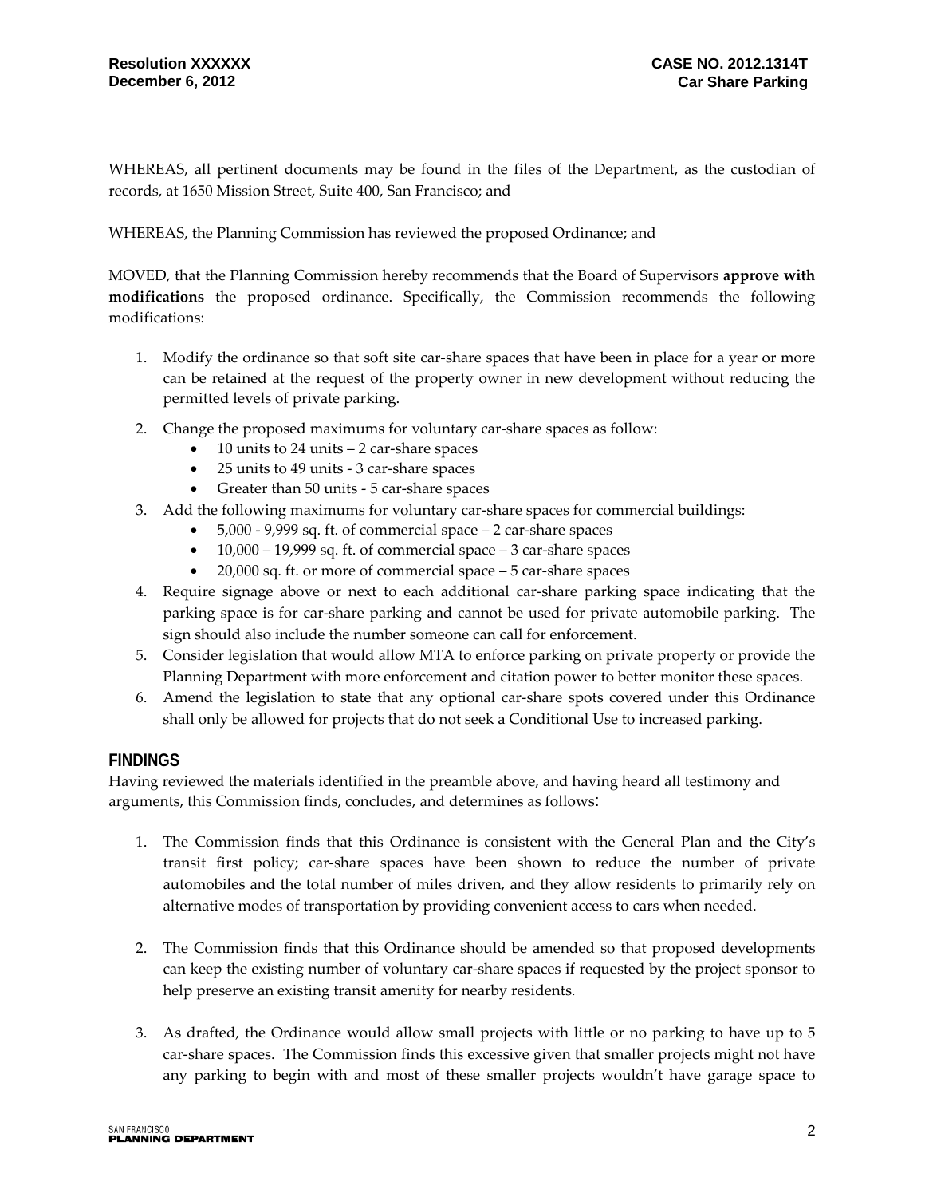WHEREAS, all pertinent documents may be found in the files of the Department, as the custodian of records, at 1650 Mission Street, Suite 400, San Francisco; and

WHEREAS, the Planning Commission has reviewed the proposed Ordinance; and

MOVED, that the Planning Commission hereby recommends that the Board of Supervisors **approve with modifications** the proposed ordinance. Specifically, the Commission recommends the following modifications:

1. Modify the ordinance so that soft site car-share spaces that have been in place for a year or more can be retained at the request of the property owner in new development without reducing the permitted levels of private parking.
2. Change the proposed maximums for voluntary car-share spaces as follow:
   - 10 units to 24 units – 2 car-share spaces
   - 25 units to 49 units - 3 car-share spaces
   - Greater than 50 units - 5 car-share spaces
3. Add the following maximums for voluntary car-share spaces for commercial buildings:
   - 5,000 - 9,999 sq. ft. of commercial space – 2 car-share spaces
   - 10,000 – 19,999 sq. ft. of commercial space – 3 car-share spaces
   - 20,000 sq. ft. or more of commercial space – 5 car-share spaces
4. Require signage above or next to each additional car-share parking space indicating that the parking space is for car-share parking and cannot be used for private automobile parking. The sign should also include the number someone can call for enforcement.
5. Consider legislation that would allow MTA to enforce parking on private property or provide the Planning Department with more enforcement and citation power to better monitor these spaces.
6. Amend the legislation to state that any optional car-share spots covered under this Ordinance shall only be allowed for projects that do not seek a Conditional Use to increased parking.

## FINDINGS

Having reviewed the materials identified in the preamble above, and having heard all testimony and arguments, this Commission finds, concludes, and determines as follows:

1. The Commission finds that this Ordinance is consistent with the General Plan and the City's transit first policy; car-share spaces have been shown to reduce the number of private automobiles and the total number of miles driven, and they allow residents to primarily rely on alternative modes of transportation by providing convenient access to cars when needed.

2. The Commission finds that this Ordinance should be amended so that proposed developments can keep the existing number of voluntary car-share spaces if requested by the project sponsor to help preserve an existing transit amenity for nearby residents.

3. As drafted, the Ordinance would allow small projects with little or no parking to have up to 5 car-share spaces. The Commission finds this excessive given that smaller projects might not have any parking to begin with and most of these smaller projects wouldn't have garage space to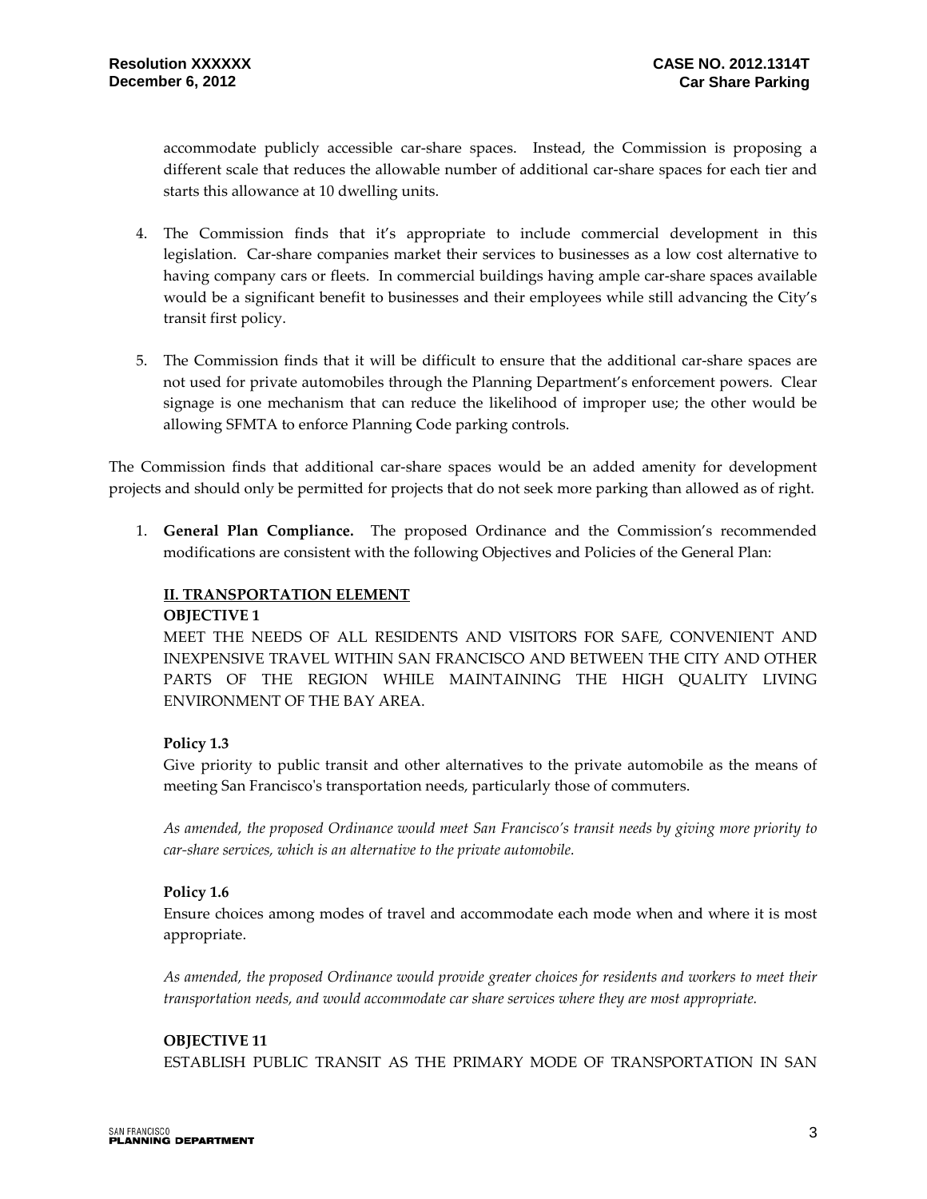accommodate publicly accessible car-share spaces. Instead, the Commission is proposing a different scale that reduces the allowable number of additional car-share spaces for each tier and starts this allowance at 10 dwelling units.

4. The Commission finds that it's appropriate to include commercial development in this legislation. Car-share companies market their services to businesses as a low cost alternative to having company cars or fleets. In commercial buildings having ample car-share spaces available would be a significant benefit to businesses and their employees while still advancing the City's transit first policy.

5. The Commission finds that it will be difficult to ensure that the additional car-share spaces are not used for private automobiles through the Planning Department's enforcement powers. Clear signage is one mechanism that can reduce the likelihood of improper use; the other would be allowing SFMTA to enforce Planning Code parking controls.

The Commission finds that additional car-share spaces would be an added amenity for development projects and should only be permitted for projects that do not seek more parking than allowed as of right.

1. **General Plan Compliance.** The proposed Ordinance and the Commission's recommended modifications are consistent with the following Objectives and Policies of the General Plan:

**II. TRANSPORTATION ELEMENT**

**OBJECTIVE 1**

MEET THE NEEDS OF ALL RESIDENTS AND VISITORS FOR SAFE, CONVENIENT AND INEXPENSIVE TRAVEL WITHIN SAN FRANCISCO AND BETWEEN THE CITY AND OTHER PARTS OF THE REGION WHILE MAINTAINING THE HIGH QUALITY LIVING ENVIRONMENT OF THE BAY AREA.

**Policy 1.3**

Give priority to public transit and other alternatives to the private automobile as the means of meeting San Francisco's transportation needs, particularly those of commuters.

*As amended, the proposed Ordinance would meet San Francisco's transit needs by giving more priority to car-share services, which is an alternative to the private automobile.*

**Policy 1.6**

Ensure choices among modes of travel and accommodate each mode when and where it is most appropriate.

*As amended, the proposed Ordinance would provide greater choices for residents and workers to meet their transportation needs, and would accommodate car share services where they are most appropriate.*

**OBJECTIVE 11**

ESTABLISH PUBLIC TRANSIT AS THE PRIMARY MODE OF TRANSPORTATION IN SAN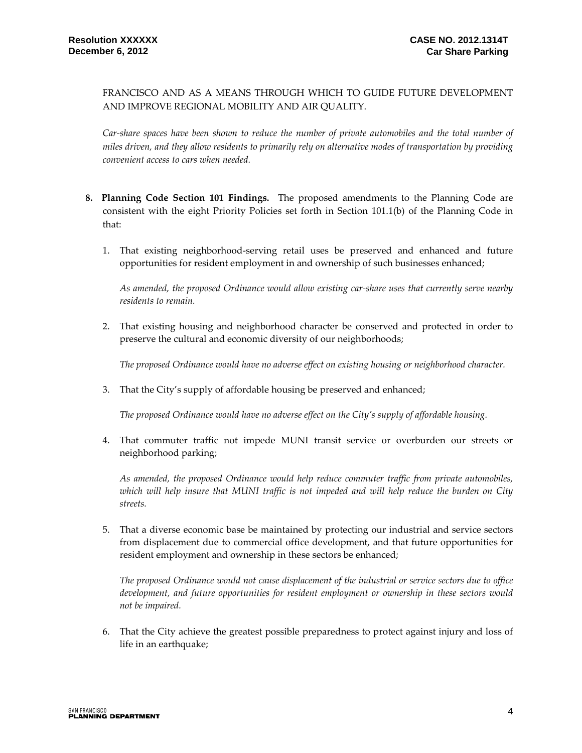FRANCISCO AND AS A MEANS THROUGH WHICH TO GUIDE FUTURE DEVELOPMENT AND IMPROVE REGIONAL MOBILITY AND AIR QUALITY.

*Car-share spaces have been shown to reduce the number of private automobiles and the total number of miles driven, and they allow residents to primarily rely on alternative modes of transportation by providing convenient access to cars when needed.*

8. **Planning Code Section 101 Findings.** The proposed amendments to the Planning Code are consistent with the eight Priority Policies set forth in Section 101.1(b) of the Planning Code in that:

   1. That existing neighborhood-serving retail uses be preserved and enhanced and future opportunities for resident employment in and ownership of such businesses enhanced;

      *As amended, the proposed Ordinance would allow existing car-share uses that currently serve nearby residents to remain.*

   2. That existing housing and neighborhood character be conserved and protected in order to preserve the cultural and economic diversity of our neighborhoods;

      *The proposed Ordinance would have no adverse effect on existing housing or neighborhood character.*

   3. That the City's supply of affordable housing be preserved and enhanced;

      *The proposed Ordinance would have no adverse effect on the City's supply of affordable housing.*

   4. That commuter traffic not impede MUNI transit service or overburden our streets or neighborhood parking;

      *As amended, the proposed Ordinance would help reduce commuter traffic from private automobiles, which will help insure that MUNI traffic is not impeded and will help reduce the burden on City streets.*

   5. That a diverse economic base be maintained by protecting our industrial and service sectors from displacement due to commercial office development, and that future opportunities for resident employment and ownership in these sectors be enhanced;

      *The proposed Ordinance would not cause displacement of the industrial or service sectors due to office development, and future opportunities for resident employment or ownership in these sectors would not be impaired.*

   6. That the City achieve the greatest possible preparedness to protect against injury and loss of life in an earthquake;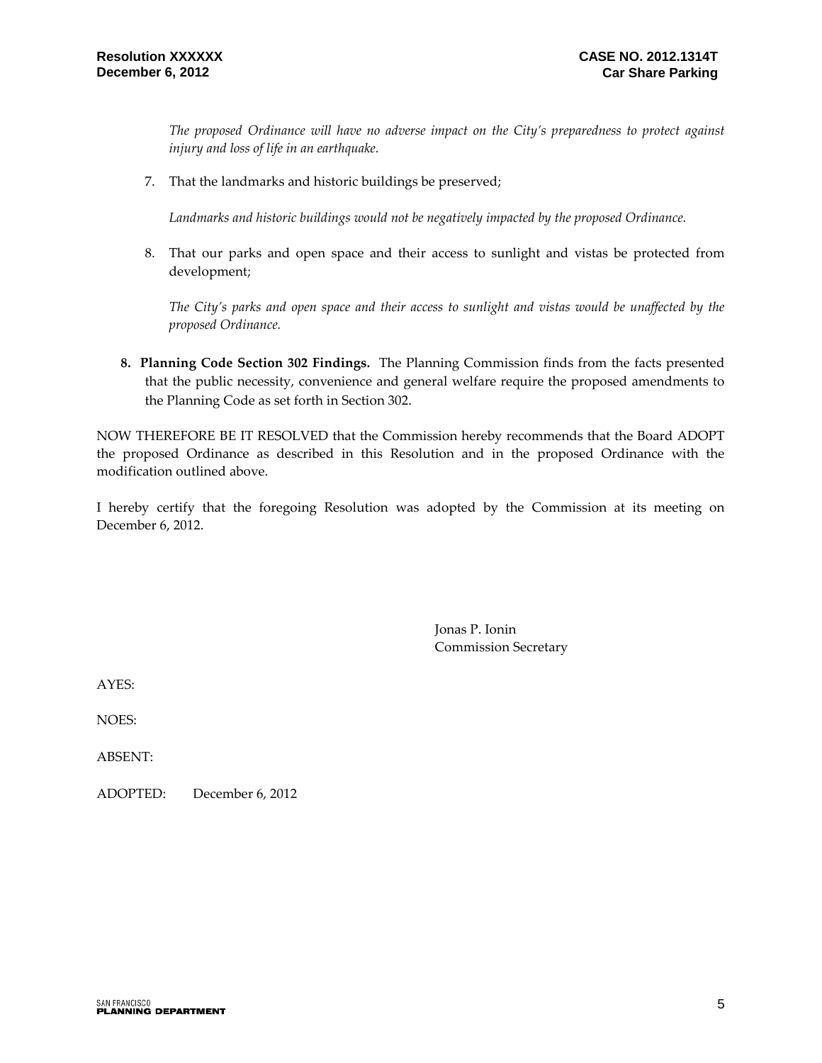*The proposed Ordinance will have no adverse impact on the City's preparedness to protect against injury and loss of life in an earthquake.*

7. That the landmarks and historic buildings be preserved;

   *Landmarks and historic buildings would not be negatively impacted by the proposed Ordinance.*

8. That our parks and open space and their access to sunlight and vistas be protected from development;

   *The City's parks and open space and their access to sunlight and vistas would be unaffected by the proposed Ordinance.*

**8. Planning Code Section 302 Findings.** The Planning Commission finds from the facts presented that the public necessity, convenience and general welfare require the proposed amendments to the Planning Code as set forth in Section 302.

NOW THEREFORE BE IT RESOLVED that the Commission hereby recommends that the Board ADOPT the proposed Ordinance as described in this Resolution and in the proposed Ordinance with the modification outlined above.

I hereby certify that the foregoing Resolution was adopted by the Commission at its meeting on December 6, 2012.

Jonas P. Ionin
Commission Secretary

AYES:

NOES:

ABSENT:

ADOPTED: December 6, 2012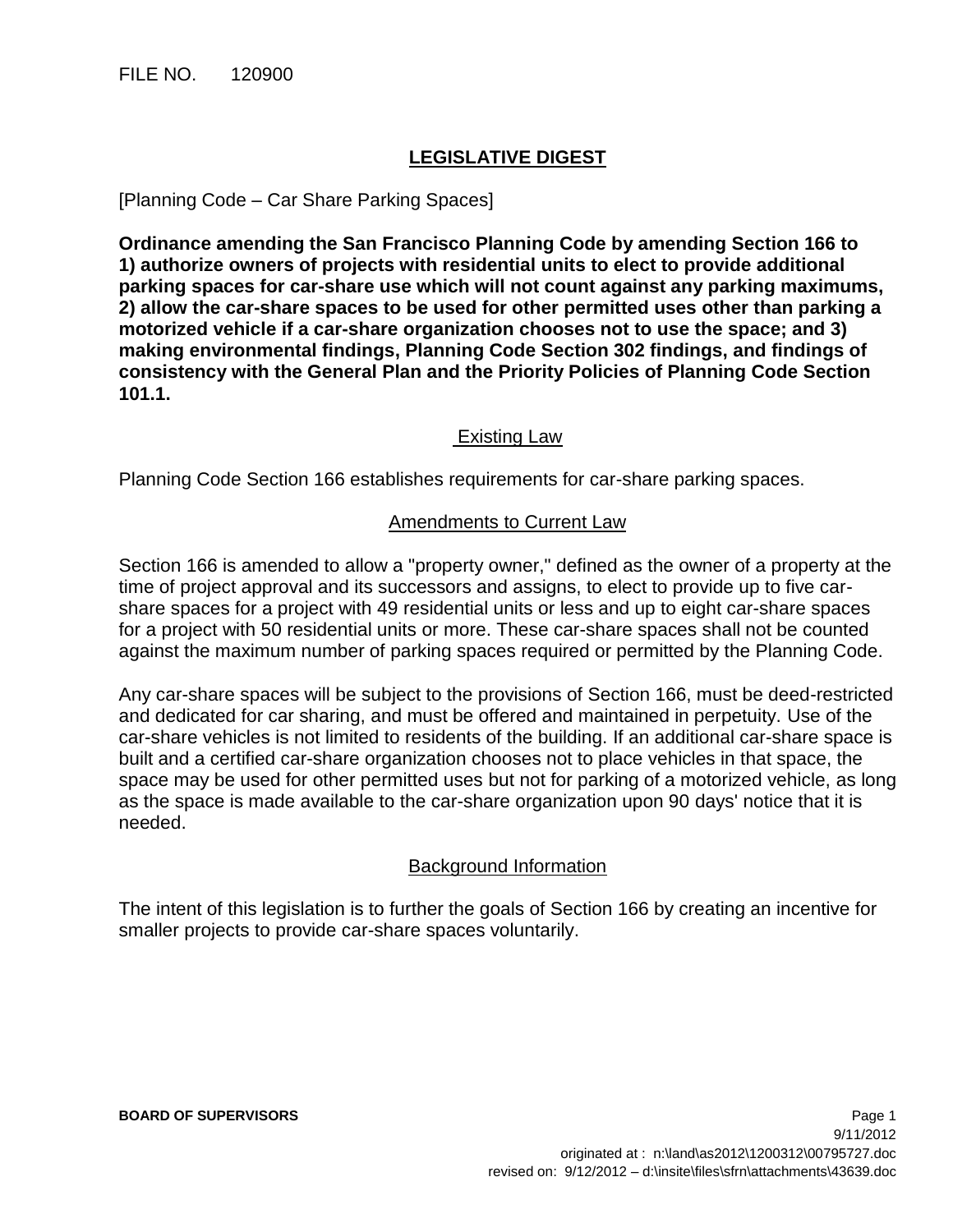FILE NO. 120900

# LEGISLATIVE DIGEST

[Planning Code – Car Share Parking Spaces]

**Ordinance amending the San Francisco Planning Code by amending Section 166 to 1) authorize owners of projects with residential units to elect to provide additional parking spaces for car-share use which will not count against any parking maximums, 2) allow the car-share spaces to be used for other permitted uses other than parking a motorized vehicle if a car-share organization chooses not to use the space; and 3) making environmental findings, Planning Code Section 302 findings, and findings of consistency with the General Plan and the Priority Policies of Planning Code Section 101.1.**

## Existing Law

Planning Code Section 166 establishes requirements for car-share parking spaces.

## Amendments to Current Law

Section 166 is amended to allow a "property owner," defined as the owner of a property at the time of project approval and its successors and assigns, to elect to provide up to five car-share spaces for a project with 49 residential units or less and up to eight car-share spaces for a project with 50 residential units or more. These car-share spaces shall not be counted against the maximum number of parking spaces required or permitted by the Planning Code.

Any car-share spaces will be subject to the provisions of Section 166, must be deed-restricted and dedicated for car sharing, and must be offered and maintained in perpetuity. Use of the car-share vehicles is not limited to residents of the building. If an additional car-share space is built and a certified car-share organization chooses not to place vehicles in that space, the space may be used for other permitted uses but not for parking of a motorized vehicle, as long as the space is made available to the car-share organization upon 90 days' notice that it is needed.

## Background Information

The intent of this legislation is to further the goals of Section 166 by creating an incentive for smaller projects to provide car-share spaces voluntarily.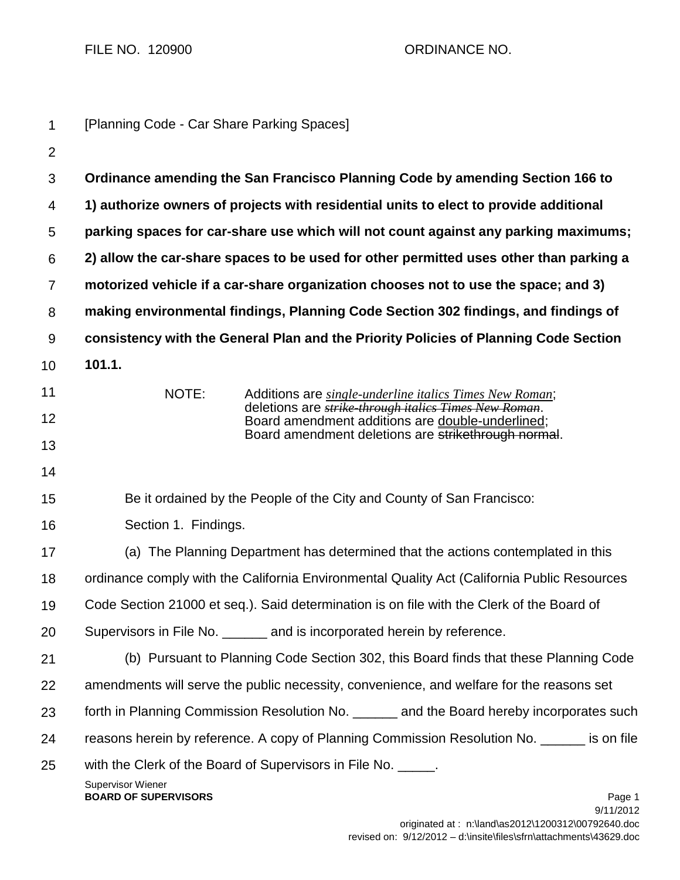FILE NO. 120900 ORDINANCE NO.

[Planning Code - Car Share Parking Spaces]

**Ordinance amending the San Francisco Planning Code by amending Section 166 to 1) authorize owners of projects with residential units to elect to provide additional parking spaces for car-share use which will not count against any parking maximums; 2) allow the car-share spaces to be used for other permitted uses other than parking a motorized vehicle if a car-share organization chooses not to use the space; and 3) making environmental findings, Planning Code Section 302 findings, and findings of consistency with the General Plan and the Priority Policies of Planning Code Section 101.1.**

NOTE: Additions are *single-underline italics Times New Roman*; deletions are ~~*strike-through italics Times New Roman*~~. Board amendment additions are double-underlined; Board amendment deletions are ~~strikethrough normal~~.

Be it ordained by the People of the City and County of San Francisco:

Section 1. Findings.

(a) The Planning Department has determined that the actions contemplated in this ordinance comply with the California Environmental Quality Act (California Public Resources Code Section 21000 et seq.). Said determination is on file with the Clerk of the Board of Supervisors in File No. ______ and is incorporated herein by reference.

(b) Pursuant to Planning Code Section 302, this Board finds that these Planning Code amendments will serve the public necessity, convenience, and welfare for the reasons set forth in Planning Commission Resolution No. ______ and the Board hereby incorporates such reasons herein by reference. A copy of Planning Commission Resolution No. ______ is on file with the Clerk of the Board of Supervisors in File No. _____.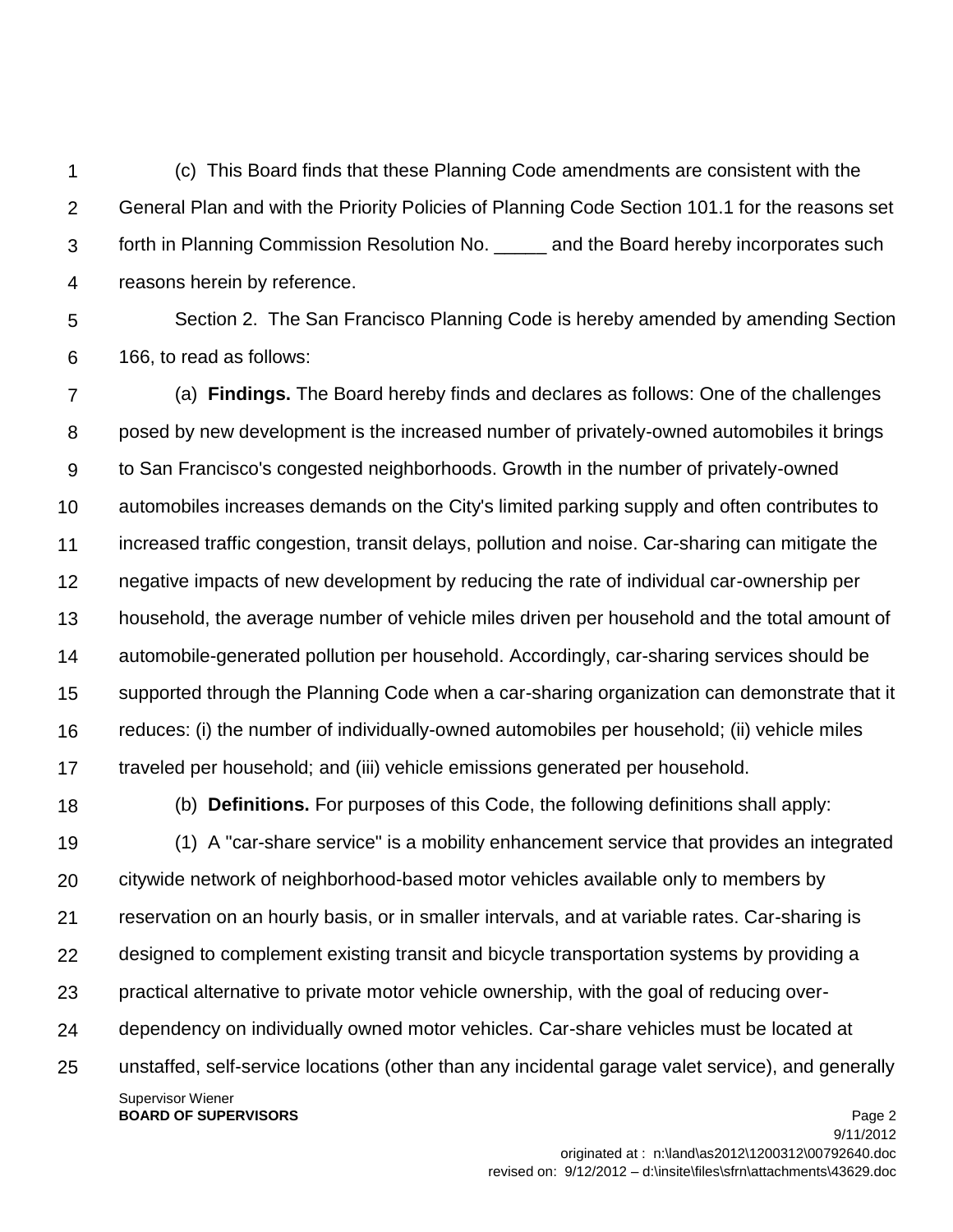(c) This Board finds that these Planning Code amendments are consistent with the General Plan and with the Priority Policies of Planning Code Section 101.1 for the reasons set forth in Planning Commission Resolution No. _____ and the Board hereby incorporates such reasons herein by reference.

Section 2. The San Francisco Planning Code is hereby amended by amending Section 166, to read as follows:

(a) **Findings.** The Board hereby finds and declares as follows: One of the challenges posed by new development is the increased number of privately-owned automobiles it brings to San Francisco's congested neighborhoods. Growth in the number of privately-owned automobiles increases demands on the City's limited parking supply and often contributes to increased traffic congestion, transit delays, pollution and noise. Car-sharing can mitigate the negative impacts of new development by reducing the rate of individual car-ownership per household, the average number of vehicle miles driven per household and the total amount of automobile-generated pollution per household. Accordingly, car-sharing services should be supported through the Planning Code when a car-sharing organization can demonstrate that it reduces: (i) the number of individually-owned automobiles per household; (ii) vehicle miles traveled per household; and (iii) vehicle emissions generated per household.

(b) **Definitions.** For purposes of this Code, the following definitions shall apply:

(1) A "car-share service" is a mobility enhancement service that provides an integrated citywide network of neighborhood-based motor vehicles available only to members by reservation on an hourly basis, or in smaller intervals, and at variable rates. Car-sharing is designed to complement existing transit and bicycle transportation systems by providing a practical alternative to private motor vehicle ownership, with the goal of reducing over-dependency on individually owned motor vehicles. Car-share vehicles must be located at unstaffed, self-service locations (other than any incidental garage valet service), and generally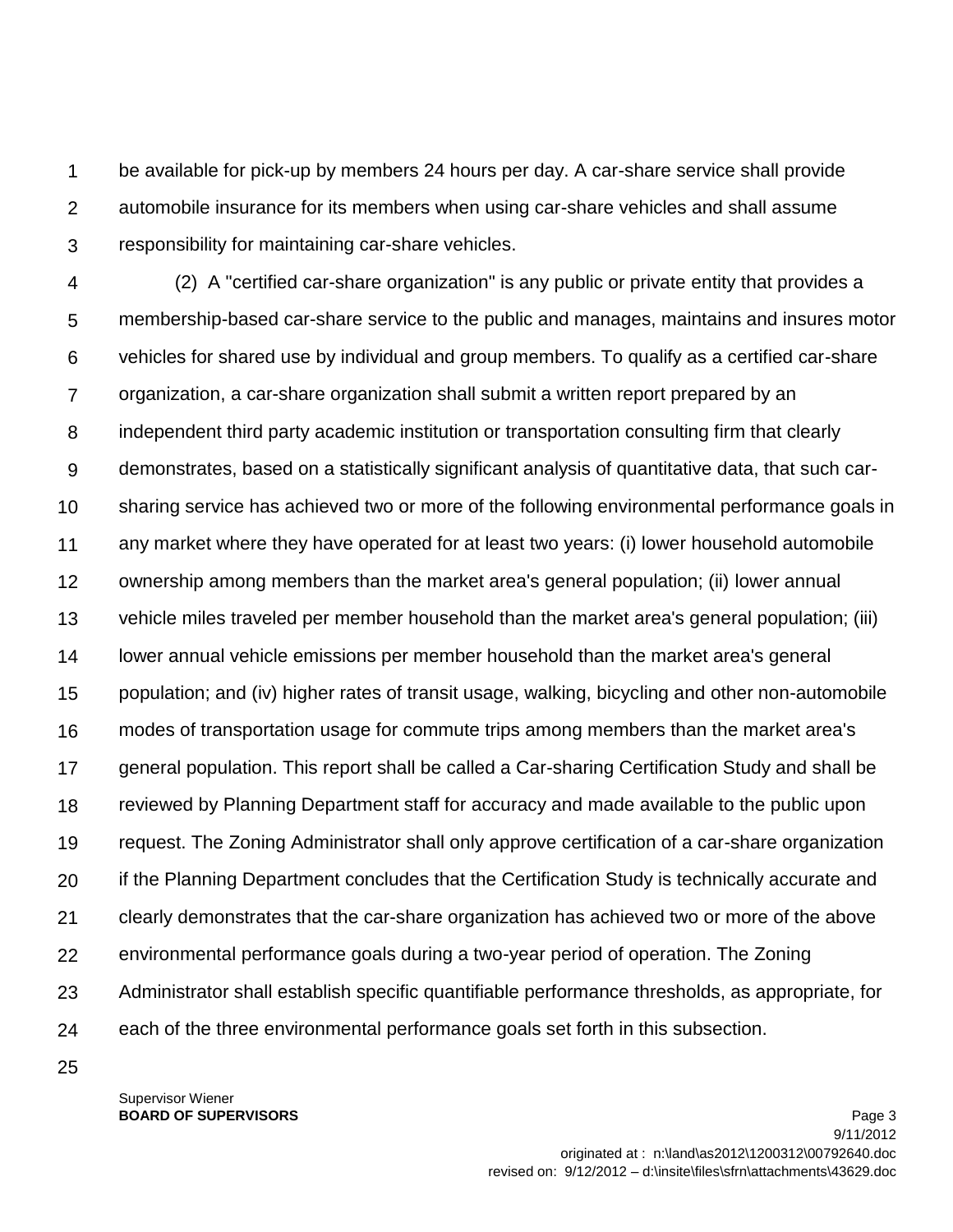be available for pick-up by members 24 hours per day. A car-share service shall provide automobile insurance for its members when using car-share vehicles and shall assume responsibility for maintaining car-share vehicles.

(2) A "certified car-share organization" is any public or private entity that provides a membership-based car-share service to the public and manages, maintains and insures motor vehicles for shared use by individual and group members. To qualify as a certified car-share organization, a car-share organization shall submit a written report prepared by an independent third party academic institution or transportation consulting firm that clearly demonstrates, based on a statistically significant analysis of quantitative data, that such car-sharing service has achieved two or more of the following environmental performance goals in any market where they have operated for at least two years: (i) lower household automobile ownership among members than the market area's general population; (ii) lower annual vehicle miles traveled per member household than the market area's general population; (iii) lower annual vehicle emissions per member household than the market area's general population; and (iv) higher rates of transit usage, walking, bicycling and other non-automobile modes of transportation usage for commute trips among members than the market area's general population. This report shall be called a Car-sharing Certification Study and shall be reviewed by Planning Department staff for accuracy and made available to the public upon request. The Zoning Administrator shall only approve certification of a car-share organization if the Planning Department concludes that the Certification Study is technically accurate and clearly demonstrates that the car-share organization has achieved two or more of the above environmental performance goals during a two-year period of operation. The Zoning Administrator shall establish specific quantifiable performance thresholds, as appropriate, for each of the three environmental performance goals set forth in this subsection.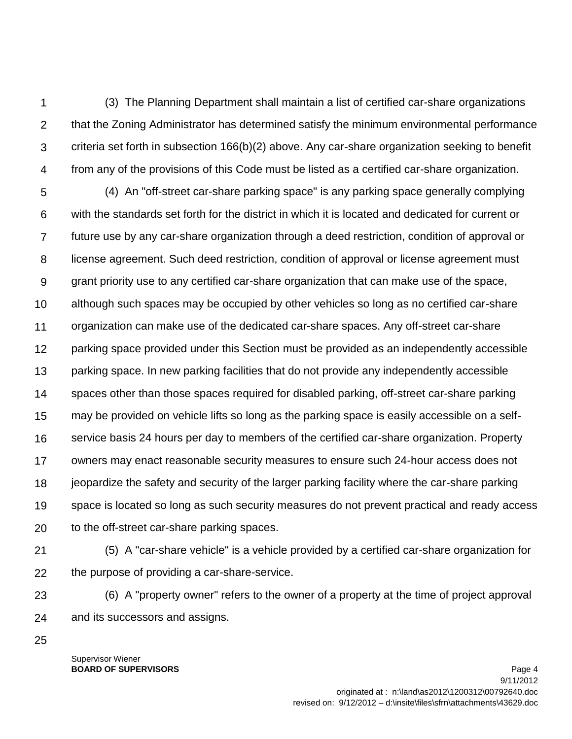(3) The Planning Department shall maintain a list of certified car-share organizations that the Zoning Administrator has determined satisfy the minimum environmental performance criteria set forth in subsection 166(b)(2) above. Any car-share organization seeking to benefit from any of the provisions of this Code must be listed as a certified car-share organization.

(4) An "off-street car-share parking space" is any parking space generally complying with the standards set forth for the district in which it is located and dedicated for current or future use by any car-share organization through a deed restriction, condition of approval or license agreement. Such deed restriction, condition of approval or license agreement must grant priority use to any certified car-share organization that can make use of the space, although such spaces may be occupied by other vehicles so long as no certified car-share organization can make use of the dedicated car-share spaces. Any off-street car-share parking space provided under this Section must be provided as an independently accessible parking space. In new parking facilities that do not provide any independently accessible spaces other than those spaces required for disabled parking, off-street car-share parking may be provided on vehicle lifts so long as the parking space is easily accessible on a self-service basis 24 hours per day to members of the certified car-share organization. Property owners may enact reasonable security measures to ensure such 24-hour access does not jeopardize the safety and security of the larger parking facility where the car-share parking space is located so long as such security measures do not prevent practical and ready access to the off-street car-share parking spaces.

(5) A "car-share vehicle" is a vehicle provided by a certified car-share organization for the purpose of providing a car-share-service.

(6) A "property owner" refers to the owner of a property at the time of project approval and its successors and assigns.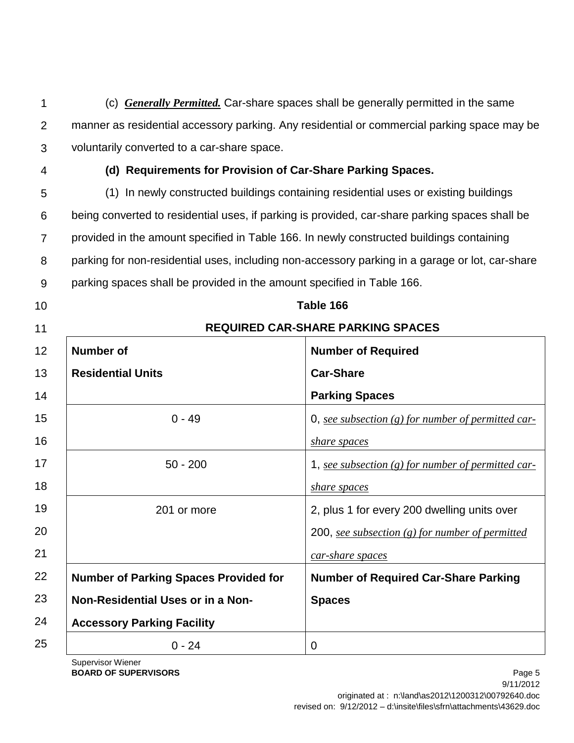(c) ***Generally Permitted.*** Car-share spaces shall be generally permitted in the same manner as residential accessory parking. Any residential or commercial parking space may be voluntarily converted to a car-share space.

**(d) Requirements for Provision of Car-Share Parking Spaces.**

(1) In newly constructed buildings containing residential uses or existing buildings being converted to residential uses, if parking is provided, car-share parking spaces shall be provided in the amount specified in Table 166. In newly constructed buildings containing parking for non-residential uses, including non-accessory parking in a garage or lot, car-share parking spaces shall be provided in the amount specified in Table 166.

**Table 166**

**REQUIRED CAR-SHARE PARKING SPACES**

| **Number of Residential Units** | **Number of Required Car-Share Parking Spaces** |
|---|---|
| 0 - 49 | 0, *see subsection (g) for number of permitted car-share spaces* |
| 50 - 200 | 1, *see subsection (g) for number of permitted car-share spaces* |
| 201 or more | 2, plus 1 for every 200 dwelling units over 200, *see subsection (g) for number of permitted car-share spaces* |
| **Number of Parking Spaces Provided for Non-Residential Uses or in a Non-Accessory Parking Facility** | **Number of Required Car-Share Parking Spaces** |
| 0 - 24 | 0 |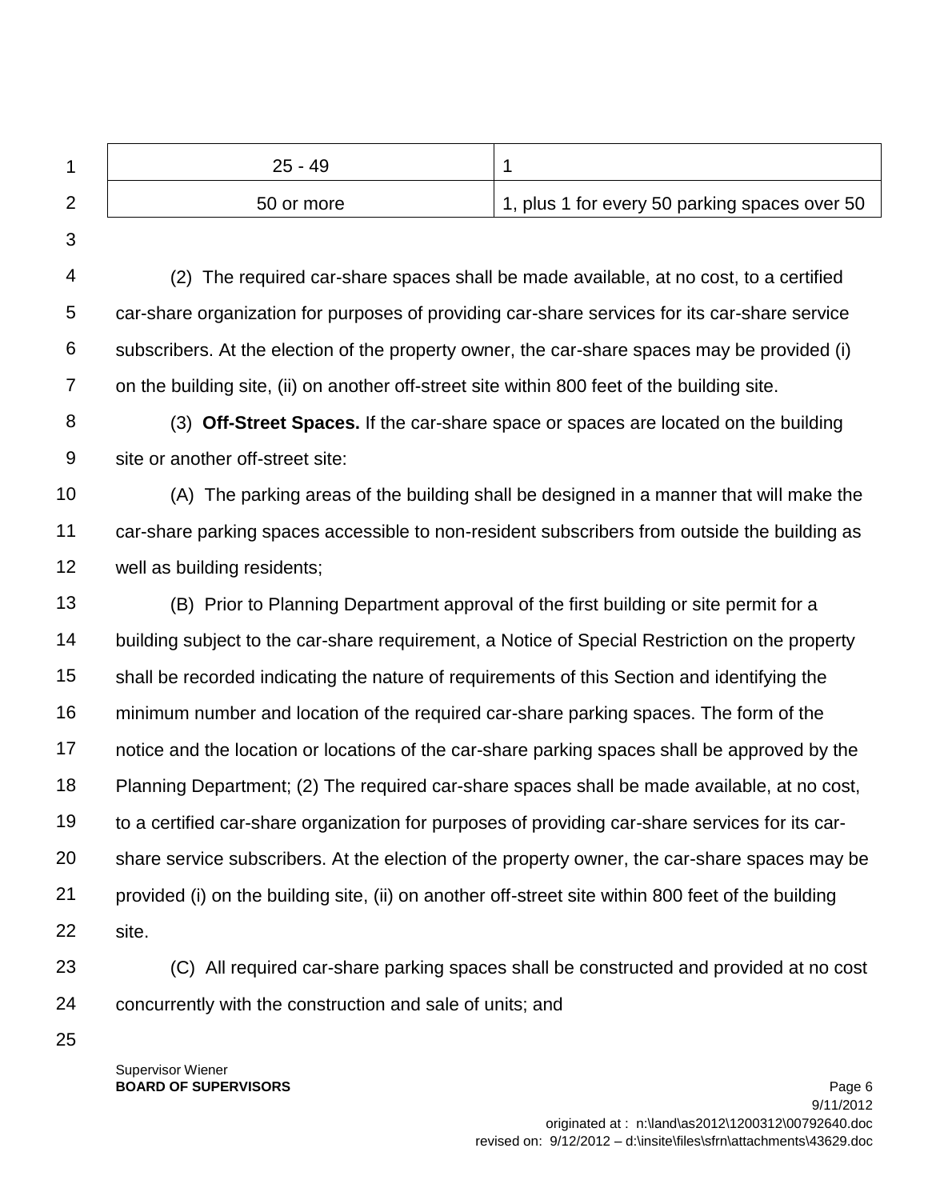| 25 - 49 | 1 |
|---|---|
| 50 or more | 1, plus 1 for every 50 parking spaces over 50 |

(2) The required car-share spaces shall be made available, at no cost, to a certified car-share organization for purposes of providing car-share services for its car-share service subscribers. At the election of the property owner, the car-share spaces may be provided (i) on the building site, (ii) on another off-street site within 800 feet of the building site.

(3) **Off-Street Spaces.** If the car-share space or spaces are located on the building site or another off-street site:

(A) The parking areas of the building shall be designed in a manner that will make the car-share parking spaces accessible to non-resident subscribers from outside the building as well as building residents;

(B) Prior to Planning Department approval of the first building or site permit for a building subject to the car-share requirement, a Notice of Special Restriction on the property shall be recorded indicating the nature of requirements of this Section and identifying the minimum number and location of the required car-share parking spaces. The form of the notice and the location or locations of the car-share parking spaces shall be approved by the Planning Department; (2) The required car-share spaces shall be made available, at no cost, to a certified car-share organization for purposes of providing car-share services for its car-share service subscribers. At the election of the property owner, the car-share spaces may be provided (i) on the building site, (ii) on another off-street site within 800 feet of the building site.

(C) All required car-share parking spaces shall be constructed and provided at no cost concurrently with the construction and sale of units; and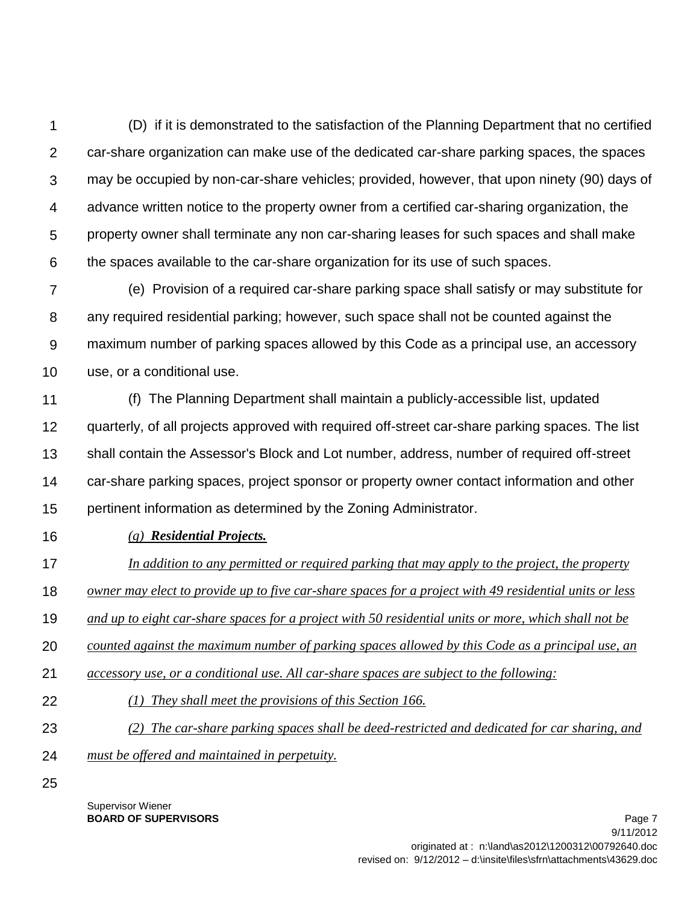(D) if it is demonstrated to the satisfaction of the Planning Department that no certified car-share organization can make use of the dedicated car-share parking spaces, the spaces may be occupied by non-car-share vehicles; provided, however, that upon ninety (90) days of advance written notice to the property owner from a certified car-sharing organization, the property owner shall terminate any non car-sharing leases for such spaces and shall make the spaces available to the car-share organization for its use of such spaces.

(e) Provision of a required car-share parking space shall satisfy or may substitute for any required residential parking; however, such space shall not be counted against the maximum number of parking spaces allowed by this Code as a principal use, an accessory use, or a conditional use.

(f) The Planning Department shall maintain a publicly-accessible list, updated quarterly, of all projects approved with required off-street car-share parking spaces. The list shall contain the Assessor's Block and Lot number, address, number of required off-street car-share parking spaces, project sponsor or property owner contact information and other pertinent information as determined by the Zoning Administrator.

<u>*(g) **Residential Projects.***</u>

<u>*In addition to any permitted or required parking that may apply to the project, the property owner may elect to provide up to five car-share spaces for a project with 49 residential units or less and up to eight car-share spaces for a project with 50 residential units or more, which shall not be counted against the maximum number of parking spaces allowed by this Code as a principal use, an accessory use, or a conditional use. All car-share spaces are subject to the following:*</u>

<u>*(1) They shall meet the provisions of this Section 166.*</u>

<u>*(2) The car-share parking spaces shall be deed-restricted and dedicated for car sharing, and must be offered and maintained in perpetuity.*</u>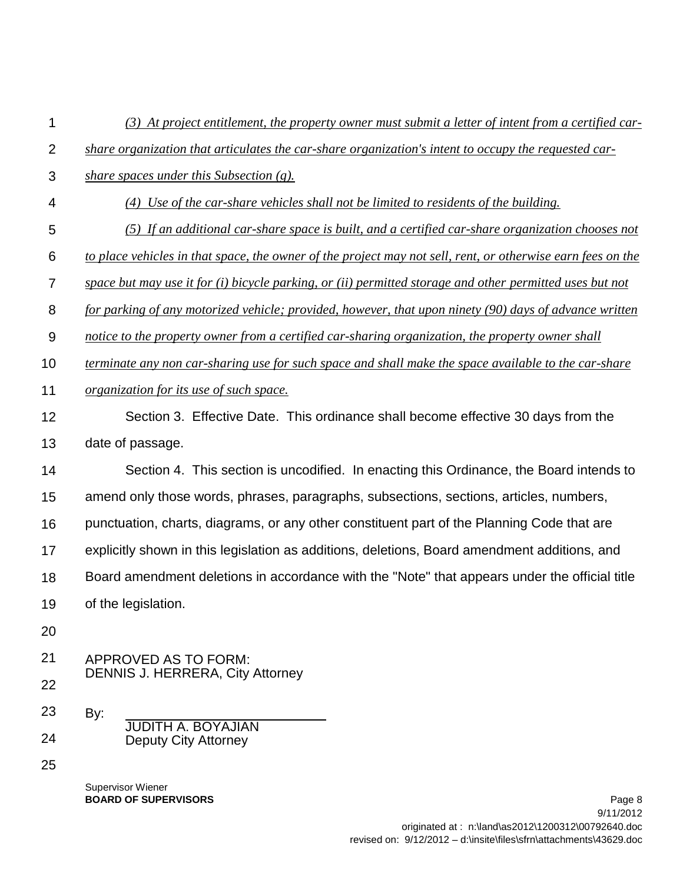*(3) At project entitlement, the property owner must submit a letter of intent from a certified car-share organization that articulates the car-share organization's intent to occupy the requested car-share spaces under this Subsection (g).*

*(4) Use of the car-share vehicles shall not be limited to residents of the building.*

*(5) If an additional car-share space is built, and a certified car-share organization chooses not to place vehicles in that space, the owner of the project may not sell, rent, or otherwise earn fees on the space but may use it for (i) bicycle parking, or (ii) permitted storage and other permitted uses but not for parking of any motorized vehicle; provided, however, that upon ninety (90) days of advance written notice to the property owner from a certified car-sharing organization, the property owner shall terminate any non car-sharing use for such space and shall make the space available to the car-share organization for its use of such space.*

Section 3. Effective Date. This ordinance shall become effective 30 days from the date of passage.

Section 4. This section is uncodified. In enacting this Ordinance, the Board intends to amend only those words, phrases, paragraphs, subsections, sections, articles, numbers, punctuation, charts, diagrams, or any other constituent part of the Planning Code that are explicitly shown in this legislation as additions, deletions, Board amendment additions, and Board amendment deletions in accordance with the "Note" that appears under the official title of the legislation.

APPROVED AS TO FORM:
DENNIS J. HERRERA, City Attorney

By: ______________________
JUDITH A. BOYAJIAN
Deputy City Attorney

Supervisor Wiener
**BOARD OF SUPERVISORS**

9/11/2012
originated at : n:\land\as2012\1200312\00792640.doc
revised on: 9/12/2012 – d:\insite\files\sfrn\attachments\43629.doc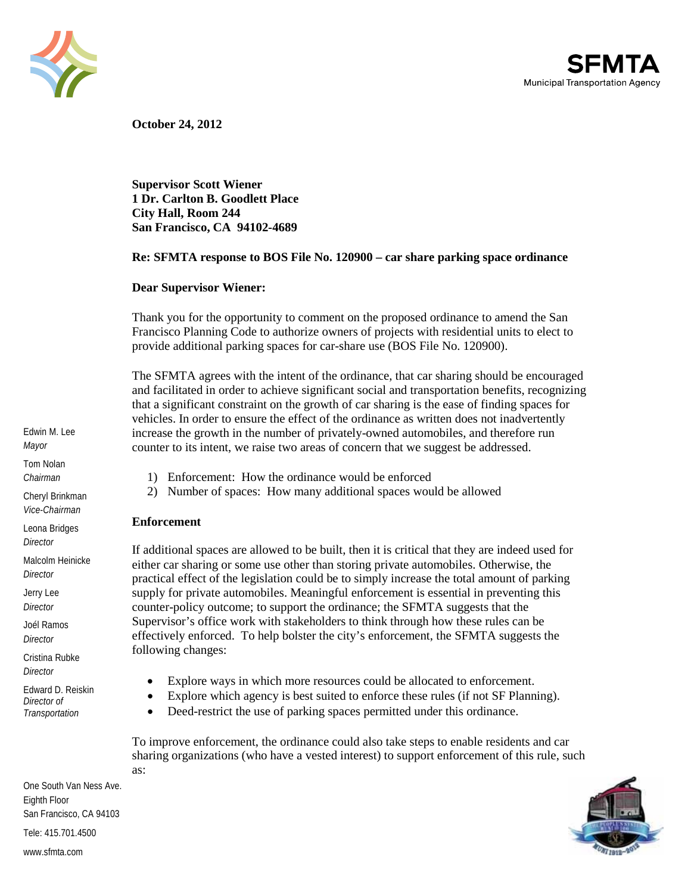SFMTA
Municipal Transportation Agency

**October 24, 2012**

**Supervisor Scott Wiener**
**1 Dr. Carlton B. Goodlett Place**
**City Hall, Room 244**
**San Francisco, CA 94102-4689**

**Re: SFMTA response to BOS File No. 120900 – car share parking space ordinance**

**Dear Supervisor Wiener:**

Thank you for the opportunity to comment on the proposed ordinance to amend the San Francisco Planning Code to authorize owners of projects with residential units to elect to provide additional parking spaces for car-share use (BOS File No. 120900).

The SFMTA agrees with the intent of the ordinance, that car sharing should be encouraged and facilitated in order to achieve significant social and transportation benefits, recognizing that a significant constraint on the growth of car sharing is the ease of finding spaces for vehicles. In order to ensure the effect of the ordinance as written does not inadvertently increase the growth in the number of privately-owned automobiles, and therefore run counter to its intent, we raise two areas of concern that we suggest be addressed.

1) Enforcement: How the ordinance would be enforced
2) Number of spaces: How many additional spaces would be allowed

**Enforcement**

If additional spaces are allowed to be built, then it is critical that they are indeed used for either car sharing or some use other than storing private automobiles. Otherwise, the practical effect of the legislation could be to simply increase the total amount of parking supply for private automobiles. Meaningful enforcement is essential in preventing this counter-policy outcome; to support the ordinance; the SFMTA suggests that the Supervisor's office work with stakeholders to think through how these rules can be effectively enforced. To help bolster the city's enforcement, the SFMTA suggests the following changes:

- Explore ways in which more resources could be allocated to enforcement.
- Explore which agency is best suited to enforce these rules (if not SF Planning).
- Deed-restrict the use of parking spaces permitted under this ordinance.

To improve enforcement, the ordinance could also take steps to enable residents and car sharing organizations (who have a vested interest) to support enforcement of this rule, such as:

Edwin M. Lee
*Mayor*

Tom Nolan
*Chairman*

Cheryl Brinkman
*Vice-Chairman*

Leona Bridges
*Director*

Malcolm Heinicke
*Director*

Jerry Lee
*Director*

Joél Ramos
*Director*

Cristina Rubke
*Director*

Edward D. Reiskin
*Director of Transportation*

One South Van Ness Ave.
Eighth Floor
San Francisco, CA 94103

Tele: 415.701.4500

www.sfmta.com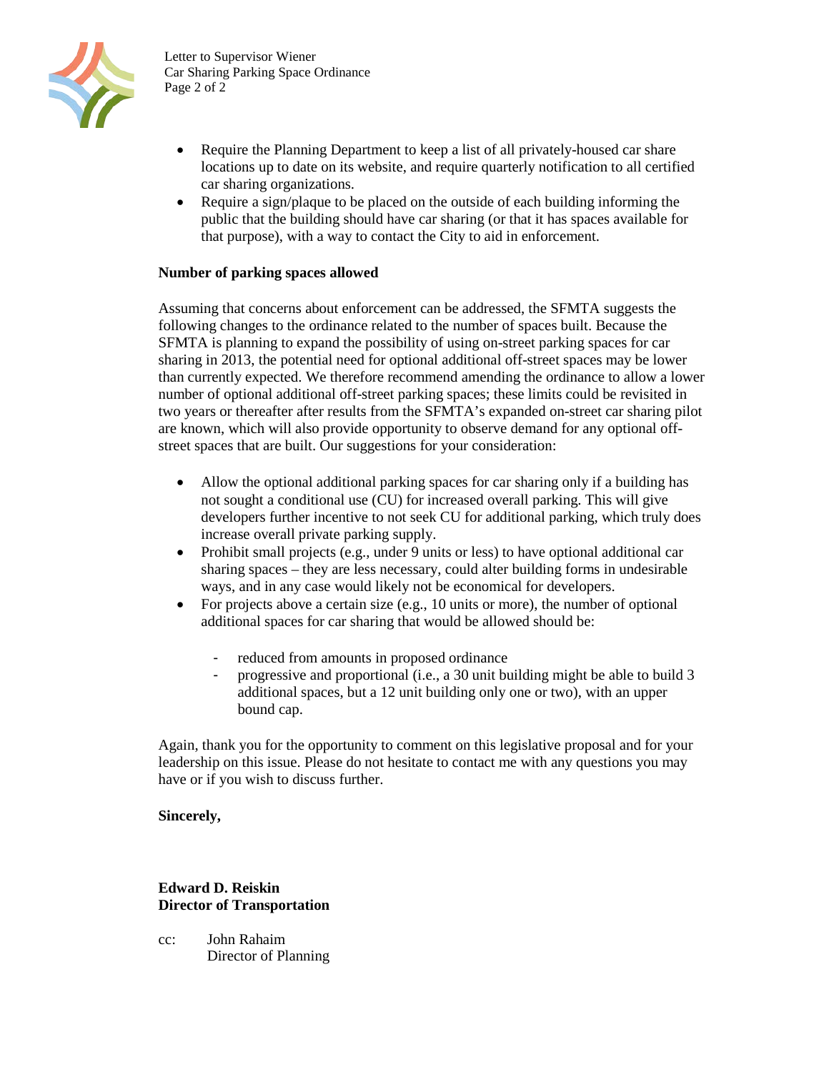- Require the Planning Department to keep a list of all privately-housed car share locations up to date on its website, and require quarterly notification to all certified car sharing organizations.
- Require a sign/plaque to be placed on the outside of each building informing the public that the building should have car sharing (or that it has spaces available for that purpose), with a way to contact the City to aid in enforcement.

**Number of parking spaces allowed**

Assuming that concerns about enforcement can be addressed, the SFMTA suggests the following changes to the ordinance related to the number of spaces built. Because the SFMTA is planning to expand the possibility of using on-street parking spaces for car sharing in 2013, the potential need for optional additional off-street spaces may be lower than currently expected. We therefore recommend amending the ordinance to allow a lower number of optional additional off-street parking spaces; these limits could be revisited in two years or thereafter after results from the SFMTA's expanded on-street car sharing pilot are known, which will also provide opportunity to observe demand for any optional off-street spaces that are built. Our suggestions for your consideration:

- Allow the optional additional parking spaces for car sharing only if a building has not sought a conditional use (CU) for increased overall parking. This will give developers further incentive to not seek CU for additional parking, which truly does increase overall private parking supply.
- Prohibit small projects (e.g., under 9 units or less) to have optional additional car sharing spaces – they are less necessary, could alter building forms in undesirable ways, and in any case would likely not be economical for developers.
- For projects above a certain size (e.g., 10 units or more), the number of optional additional spaces for car sharing that would be allowed should be:
  - reduced from amounts in proposed ordinance
  - progressive and proportional (i.e., a 30 unit building might be able to build 3 additional spaces, but a 12 unit building only one or two), with an upper bound cap.

Again, thank you for the opportunity to comment on this legislative proposal and for your leadership on this issue. Please do not hesitate to contact me with any questions you may have or if you wish to discuss further.

**Sincerely,**

**Edward D. Reiskin**
**Director of Transportation**

cc: John Rahaim
Director of Planning